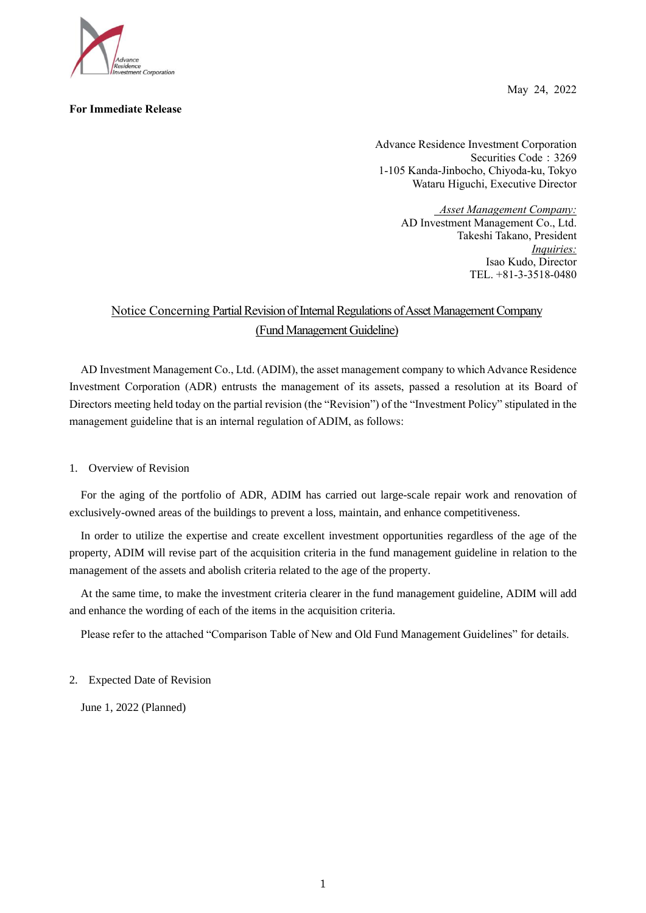May 24, 2022

**For Immediate Release**

Advance Residence Investment Corporation
Securities Code : 3269
1-105 Kanda-Jinbocho, Chiyoda-ku, Tokyo
Wataru Higuchi, Executive Director

*Asset Management Company:*
AD Investment Management Co., Ltd.
Takeshi Takano, President
*Inquiries:*
Isao Kudo, Director
TEL. +81-3-3518-0480

# Notice Concerning Partial Revision of Internal Regulations of Asset Management Company (Fund Management Guideline)

AD Investment Management Co., Ltd. (ADIM), the asset management company to which Advance Residence Investment Corporation (ADR) entrusts the management of its assets, passed a resolution at its Board of Directors meeting held today on the partial revision (the "Revision") of the "Investment Policy" stipulated in the management guideline that is an internal regulation of ADIM, as follows:

## 1. Overview of Revision

For the aging of the portfolio of ADR, ADIM has carried out large-scale repair work and renovation of exclusively-owned areas of the buildings to prevent a loss, maintain, and enhance competitiveness.

In order to utilize the expertise and create excellent investment opportunities regardless of the age of the property, ADIM will revise part of the acquisition criteria in the fund management guideline in relation to the management of the assets and abolish criteria related to the age of the property.

At the same time, to make the investment criteria clearer in the fund management guideline, ADIM will add and enhance the wording of each of the items in the acquisition criteria.

Please refer to the attached "Comparison Table of New and Old Fund Management Guidelines" for details.

## 2. Expected Date of Revision

June 1, 2022 (Planned)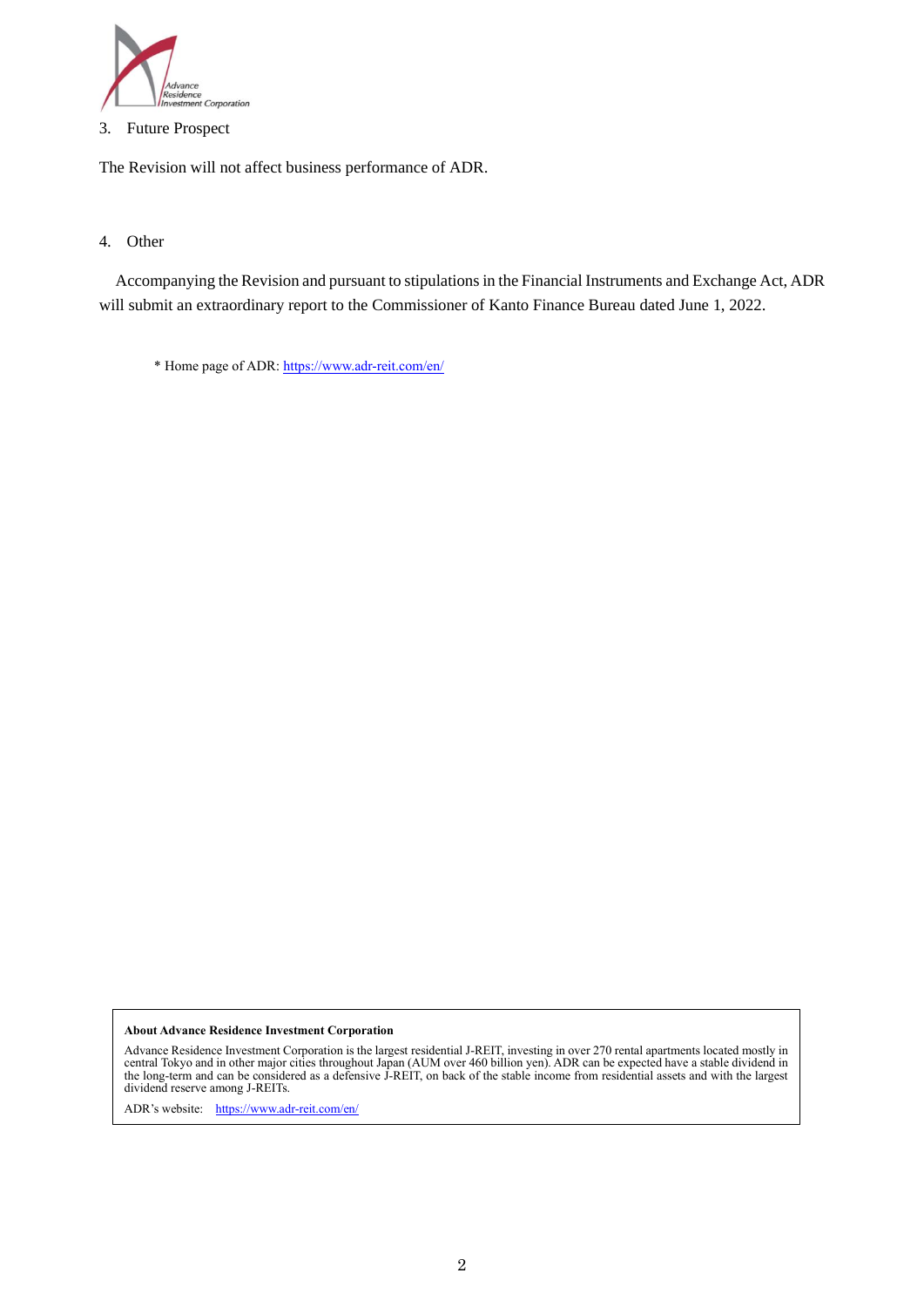3. Future Prospect

The Revision will not affect business performance of ADR.

4. Other

Accompanying the Revision and pursuant to stipulations in the Financial Instruments and Exchange Act, ADR will submit an extraordinary report to the Commissioner of Kanto Finance Bureau dated June 1, 2022.

\* Home page of ADR: https://www.adr-reit.com/en/

**About Advance Residence Investment Corporation**

Advance Residence Investment Corporation is the largest residential J-REIT, investing in over 270 rental apartments located mostly in central Tokyo and in other major cities throughout Japan (AUM over 460 billion yen). ADR can be expected have a stable dividend in the long-term and can be considered as a defensive J-REIT, on back of the stable income from residential assets and with the largest dividend reserve among J-REITs.

ADR's website: https://www.adr-reit.com/en/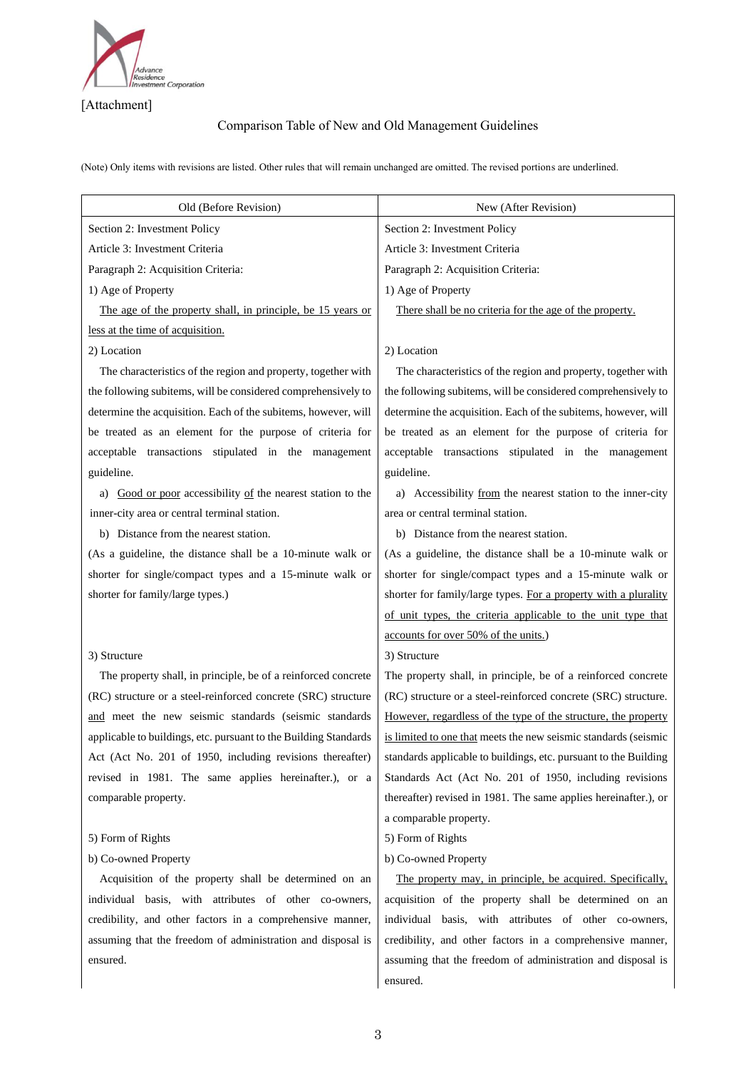[Attachment]

Comparison Table of New and Old Management Guidelines

(Note) Only items with revisions are listed. Other rules that will remain unchanged are omitted. The revised portions are underlined.

| Old (Before Revision) | New (After Revision) |
| --- | --- |
| Section 2: Investment Policy<br>Article 3: Investment Criteria<br>Paragraph 2: Acquisition Criteria:<br>1) Age of Property<br>The age of the property shall, in principle, be 15 years or less at the time of acquisition. | Section 2: Investment Policy<br>Article 3: Investment Criteria<br>Paragraph 2: Acquisition Criteria:<br>1) Age of Property<br>There shall be no criteria for the age of the property. |
| 2) Location<br>The characteristics of the region and property, together with the following subitems, will be considered comprehensively to determine the acquisition. Each of the subitems, however, will be treated as an element for the purpose of criteria for acceptable transactions stipulated in the management guideline.<br>a) Good or poor accessibility of the nearest station to the inner-city area or central terminal station.<br>b) Distance from the nearest station.<br>(As a guideline, the distance shall be a 10-minute walk or shorter for single/compact types and a 15-minute walk or shorter for family/large types.) | 2) Location<br>The characteristics of the region and property, together with the following subitems, will be considered comprehensively to determine the acquisition. Each of the subitems, however, will be treated as an element for the purpose of criteria for acceptable transactions stipulated in the management guideline.<br>a) Accessibility from the nearest station to the inner-city area or central terminal station.<br>b) Distance from the nearest station.<br>(As a guideline, the distance shall be a 10-minute walk or shorter for single/compact types and a 15-minute walk or shorter for family/large types. For a property with a plurality of unit types, the criteria applicable to the unit type that accounts for over 50% of the units.) |
| 3) Structure<br>The property shall, in principle, be of a reinforced concrete (RC) structure or a steel-reinforced concrete (SRC) structure and meet the new seismic standards (seismic standards applicable to buildings, etc. pursuant to the Building Standards Act (Act No. 201 of 1950, including revisions thereafter) revised in 1981. The same applies hereinafter.), or a comparable property. | 3) Structure<br>The property shall, in principle, be of a reinforced concrete (RC) structure or a steel-reinforced concrete (SRC) structure. However, regardless of the type of the structure, the property is limited to one that meets the new seismic standards (seismic standards applicable to buildings, etc. pursuant to the Building Standards Act (Act No. 201 of 1950, including revisions thereafter) revised in 1981. The same applies hereinafter.), or a comparable property. |
| 5) Form of Rights<br>b) Co-owned Property<br>Acquisition of the property shall be determined on an individual basis, with attributes of other co-owners, credibility, and other factors in a comprehensive manner, assuming that the freedom of administration and disposal is ensured. | 5) Form of Rights<br>b) Co-owned Property<br>The property may, in principle, be acquired. Specifically, acquisition of the property shall be determined on an individual basis, with attributes of other co-owners, credibility, and other factors in a comprehensive manner, assuming that the freedom of administration and disposal is ensured. |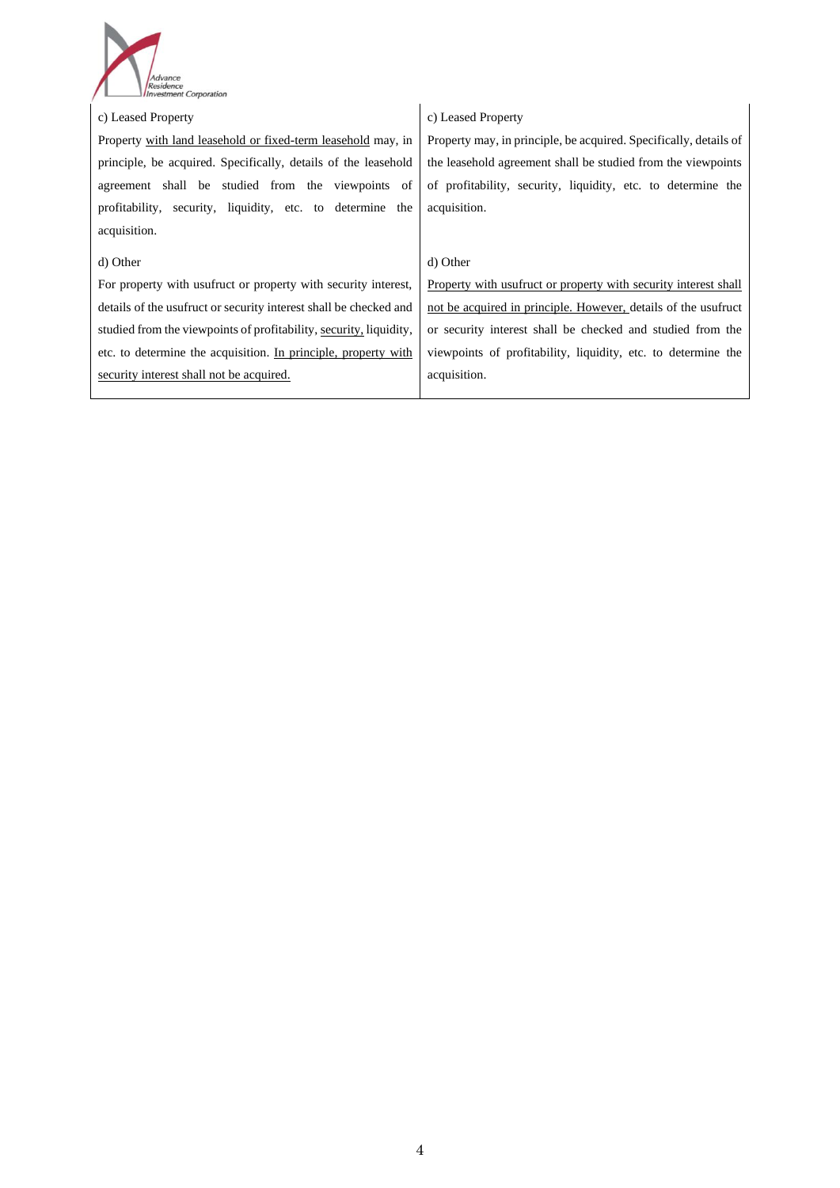| | |
|---|---|
| c) Leased Property<br>Property <u>with land leasehold or fixed-term leasehold</u> may, in principle, be acquired. Specifically, details of the leasehold agreement shall be studied from the viewpoints of profitability, security, liquidity, etc. to determine the acquisition. | c) Leased Property<br>Property may, in principle, be acquired. Specifically, details of the leasehold agreement shall be studied from the viewpoints of profitability, security, liquidity, etc. to determine the acquisition. |
| d) Other<br>For property with usufruct or property with security interest, details of the usufruct or security interest shall be checked and studied from the viewpoints of profitability, <u>security,</u> liquidity, etc. to determine the acquisition. <u>In principle, property with security interest shall not be acquired.</u> | d) Other<br><u>Property with usufruct or property with security interest shall not be acquired in principle. However,</u> details of the usufruct or security interest shall be checked and studied from the viewpoints of profitability, liquidity, etc. to determine the acquisition. |